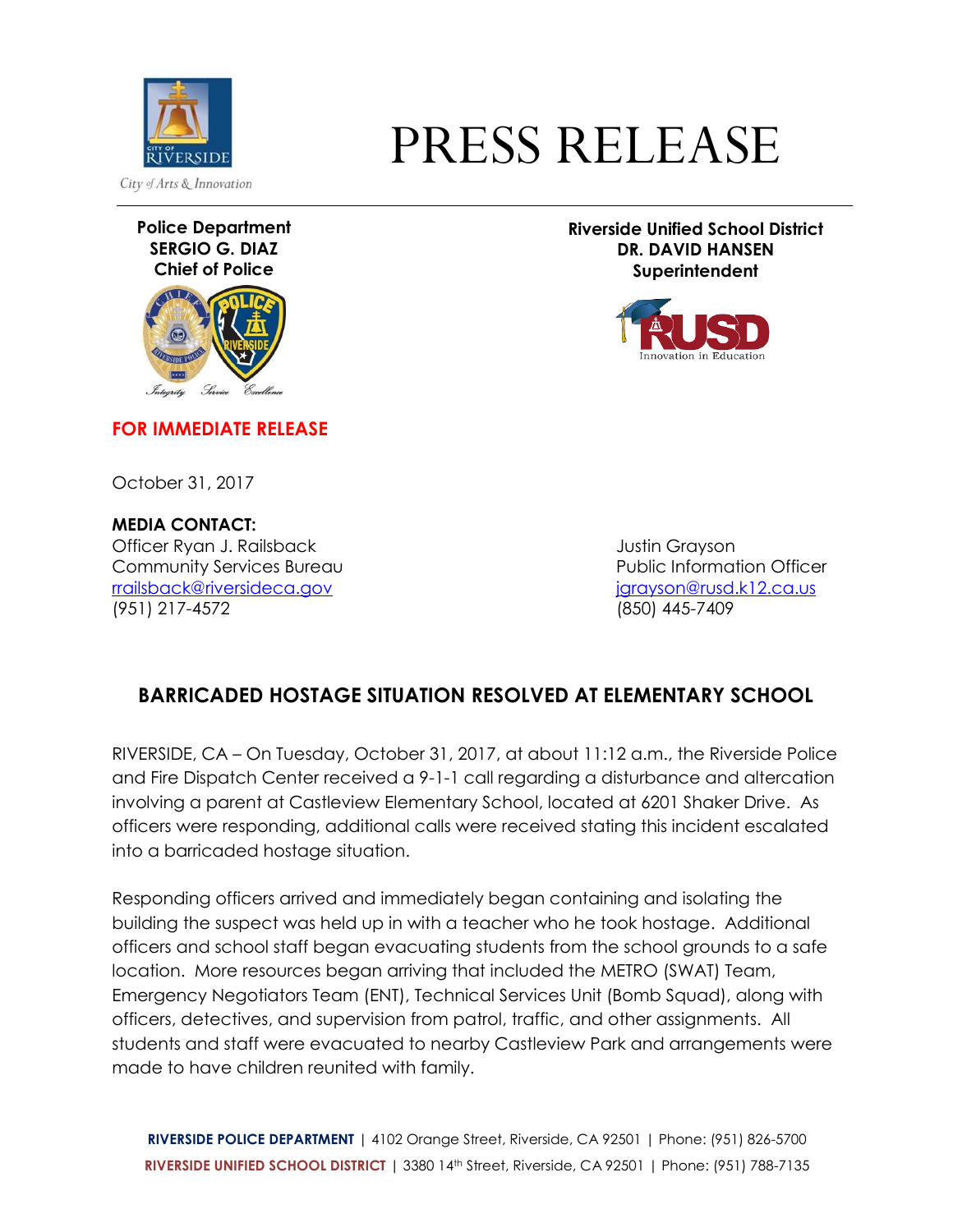City of Arts & Innovation

# PRESS RELEASE

**Police Department**
**SERGIO G. DIAZ**
**Chief of Police**

*Integrity Service Excellence*

**Riverside Unified School District**
**DR. DAVID HANSEN**
**Superintendent**

Innovation in Education

**FOR IMMEDIATE RELEASE**

October 31, 2017

**MEDIA CONTACT:**

Officer Ryan J. Railsback
Community Services Bureau
rrailsback@riversideca.gov
(951) 217-4572

Justin Grayson
Public Information Officer
jgrayson@rusd.k12.ca.us
(850) 445-7409

## BARRICADED HOSTAGE SITUATION RESOLVED AT ELEMENTARY SCHOOL

RIVERSIDE, CA – On Tuesday, October 31, 2017, at about 11:12 a.m., the Riverside Police and Fire Dispatch Center received a 9-1-1 call regarding a disturbance and altercation involving a parent at Castleview Elementary School, located at 6201 Shaker Drive. As officers were responding, additional calls were received stating this incident escalated into a barricaded hostage situation.

Responding officers arrived and immediately began containing and isolating the building the suspect was held up in with a teacher who he took hostage. Additional officers and school staff began evacuating students from the school grounds to a safe location. More resources began arriving that included the METRO (SWAT) Team, Emergency Negotiators Team (ENT), Technical Services Unit (Bomb Squad), along with officers, detectives, and supervision from patrol, traffic, and other assignments. All students and staff were evacuated to nearby Castleview Park and arrangements were made to have children reunited with family.

**RIVERSIDE POLICE DEPARTMENT** | 4102 Orange Street, Riverside, CA 92501 | Phone: (951) 826-5700
**RIVERSIDE UNIFIED SCHOOL DISTRICT** | 3380 14th Street, Riverside, CA 92501 | Phone: (951) 788-7135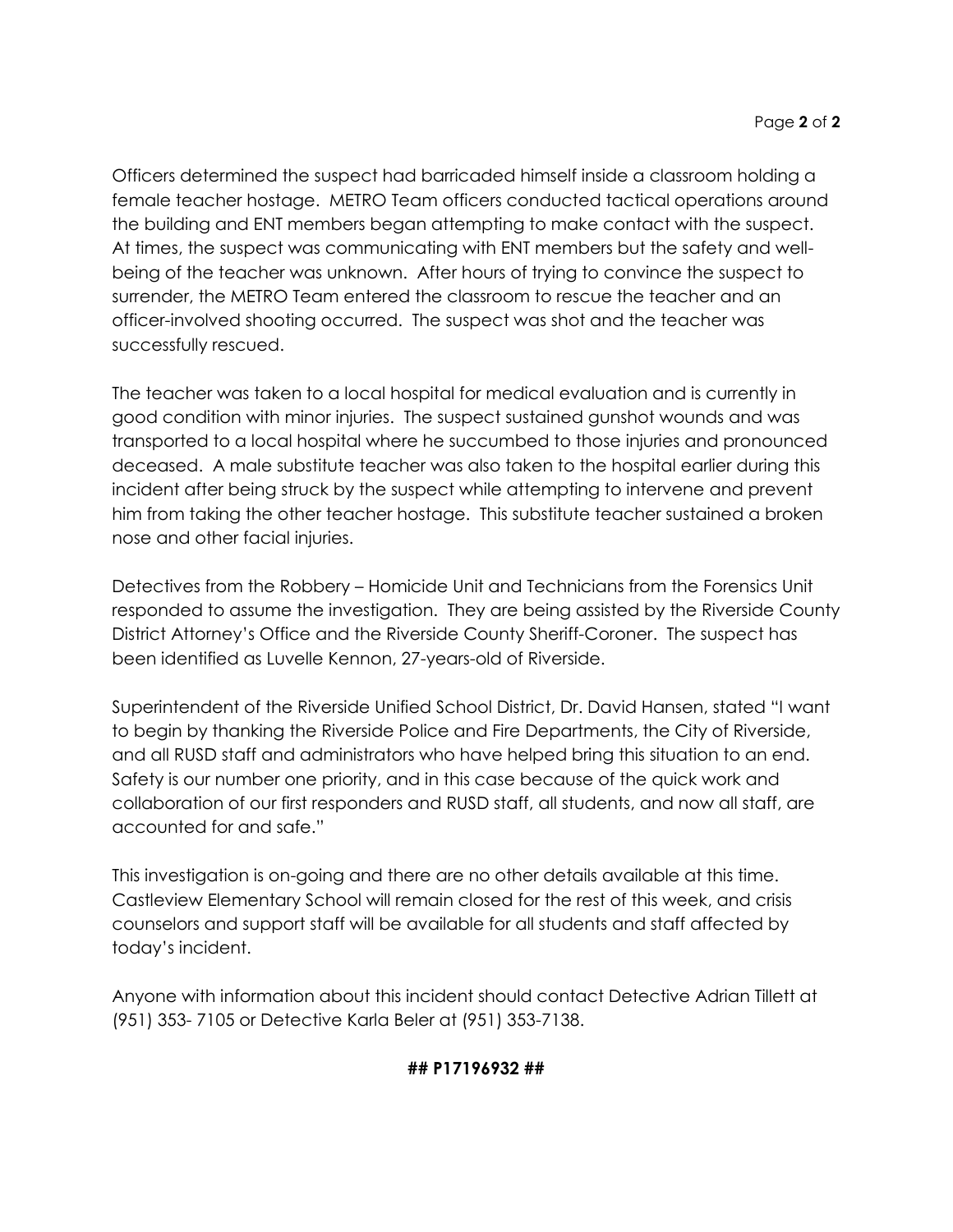Officers determined the suspect had barricaded himself inside a classroom holding a female teacher hostage. METRO Team officers conducted tactical operations around the building and ENT members began attempting to make contact with the suspect. At times, the suspect was communicating with ENT members but the safety and well-being of the teacher was unknown. After hours of trying to convince the suspect to surrender, the METRO Team entered the classroom to rescue the teacher and an officer-involved shooting occurred. The suspect was shot and the teacher was successfully rescued.

The teacher was taken to a local hospital for medical evaluation and is currently in good condition with minor injuries. The suspect sustained gunshot wounds and was transported to a local hospital where he succumbed to those injuries and pronounced deceased. A male substitute teacher was also taken to the hospital earlier during this incident after being struck by the suspect while attempting to intervene and prevent him from taking the other teacher hostage. This substitute teacher sustained a broken nose and other facial injuries.

Detectives from the Robbery – Homicide Unit and Technicians from the Forensics Unit responded to assume the investigation. They are being assisted by the Riverside County District Attorney's Office and the Riverside County Sheriff-Coroner. The suspect has been identified as Luvelle Kennon, 27-years-old of Riverside.

Superintendent of the Riverside Unified School District, Dr. David Hansen, stated "I want to begin by thanking the Riverside Police and Fire Departments, the City of Riverside, and all RUSD staff and administrators who have helped bring this situation to an end. Safety is our number one priority, and in this case because of the quick work and collaboration of our first responders and RUSD staff, all students, and now all staff, are accounted for and safe."

This investigation is on-going and there are no other details available at this time. Castleview Elementary School will remain closed for the rest of this week, and crisis counselors and support staff will be available for all students and staff affected by today's incident.

Anyone with information about this incident should contact Detective Adrian Tillett at (951) 353- 7105 or Detective Karla Beler at (951) 353-7138.

**## P17196932 ##**